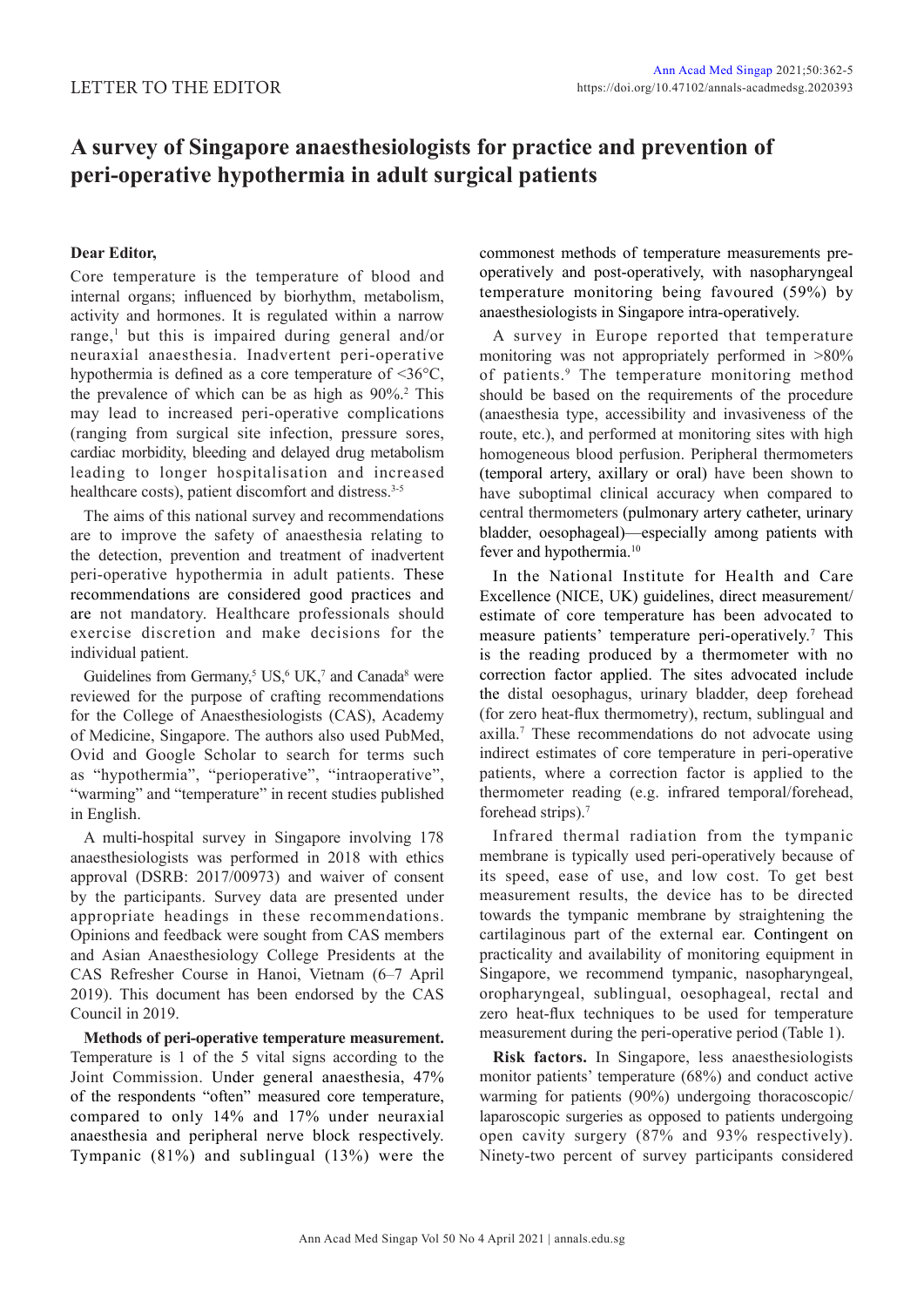LETTER TO THE EDITOR

# A survey of Singapore anaesthesiologists for practice and prevention of peri-operative hypothermia in adult surgical patients

**Dear Editor,**

Core temperature is the temperature of blood and internal organs; influenced by biorhythm, metabolism, activity and hormones. It is regulated within a narrow range,[1] but this is impaired during general and/or neuraxial anaesthesia. Inadvertent peri-operative hypothermia is defined as a core temperature of <36°C, the prevalence of which can be as high as 90%.[2] This may lead to increased peri-operative complications (ranging from surgical site infection, pressure sores, cardiac morbidity, bleeding and delayed drug metabolism leading to longer hospitalisation and increased healthcare costs), patient discomfort and distress.[3-5]

The aims of this national survey and recommendations are to improve the safety of anaesthesia relating to the detection, prevention and treatment of inadvertent peri-operative hypothermia in adult patients. These recommendations are considered good practices and are not mandatory. Healthcare professionals should exercise discretion and make decisions for the individual patient.

Guidelines from Germany,[5] US,[6] UK,[7] and Canada[8] were reviewed for the purpose of crafting recommendations for the College of Anaesthesiologists (CAS), Academy of Medicine, Singapore. The authors also used PubMed, Ovid and Google Scholar to search for terms such as "hypothermia", "perioperative", "intraoperative", "warming" and "temperature" in recent studies published in English.

A multi-hospital survey in Singapore involving 178 anaesthesiologists was performed in 2018 with ethics approval (DSRB: 2017/00973) and waiver of consent by the participants. Survey data are presented under appropriate headings in these recommendations. Opinions and feedback were sought from CAS members and Asian Anaesthesiology College Presidents at the CAS Refresher Course in Hanoi, Vietnam (6–7 April 2019). This document has been endorsed by the CAS Council in 2019.

**Methods of peri-operative temperature measurement.** Temperature is 1 of the 5 vital signs according to the Joint Commission. Under general anaesthesia, 47% of the respondents "often" measured core temperature, compared to only 14% and 17% under neuraxial anaesthesia and peripheral nerve block respectively. Tympanic (81%) and sublingual (13%) were the commonest methods of temperature measurements pre-operatively and post-operatively, with nasopharyngeal temperature monitoring being favoured (59%) by anaesthesiologists in Singapore intra-operatively.

A survey in Europe reported that temperature monitoring was not appropriately performed in >80% of patients.[9] The temperature monitoring method should be based on the requirements of the procedure (anaesthesia type, accessibility and invasiveness of the route, etc.), and performed at monitoring sites with high homogeneous blood perfusion. Peripheral thermometers (temporal artery, axillary or oral) have been shown to have suboptimal clinical accuracy when compared to central thermometers (pulmonary artery catheter, urinary bladder, oesophageal)—especially among patients with fever and hypothermia.[10]

In the National Institute for Health and Care Excellence (NICE, UK) guidelines, direct measurement/estimate of core temperature has been advocated to measure patients' temperature peri-operatively.[7] This is the reading produced by a thermometer with no correction factor applied. The sites advocated include the distal oesophagus, urinary bladder, deep forehead (for zero heat-flux thermometry), rectum, sublingual and axilla.[7] These recommendations do not advocate using indirect estimates of core temperature in peri-operative patients, where a correction factor is applied to the thermometer reading (e.g. infrared temporal/forehead, forehead strips).[7]

Infrared thermal radiation from the tympanic membrane is typically used peri-operatively because of its speed, ease of use, and low cost. To get best measurement results, the device has to be directed towards the tympanic membrane by straightening the cartilaginous part of the external ear. Contingent on practicality and availability of monitoring equipment in Singapore, we recommend tympanic, nasopharyngeal, oropharyngeal, sublingual, oesophageal, rectal and zero heat-flux techniques to be used for temperature measurement during the peri-operative period (Table 1).

**Risk factors.** In Singapore, less anaesthesiologists monitor patients' temperature (68%) and conduct active warming for patients (90%) undergoing thoracoscopic/laparoscopic surgeries as opposed to patients undergoing open cavity surgery (87% and 93% respectively). Ninety-two percent of survey participants considered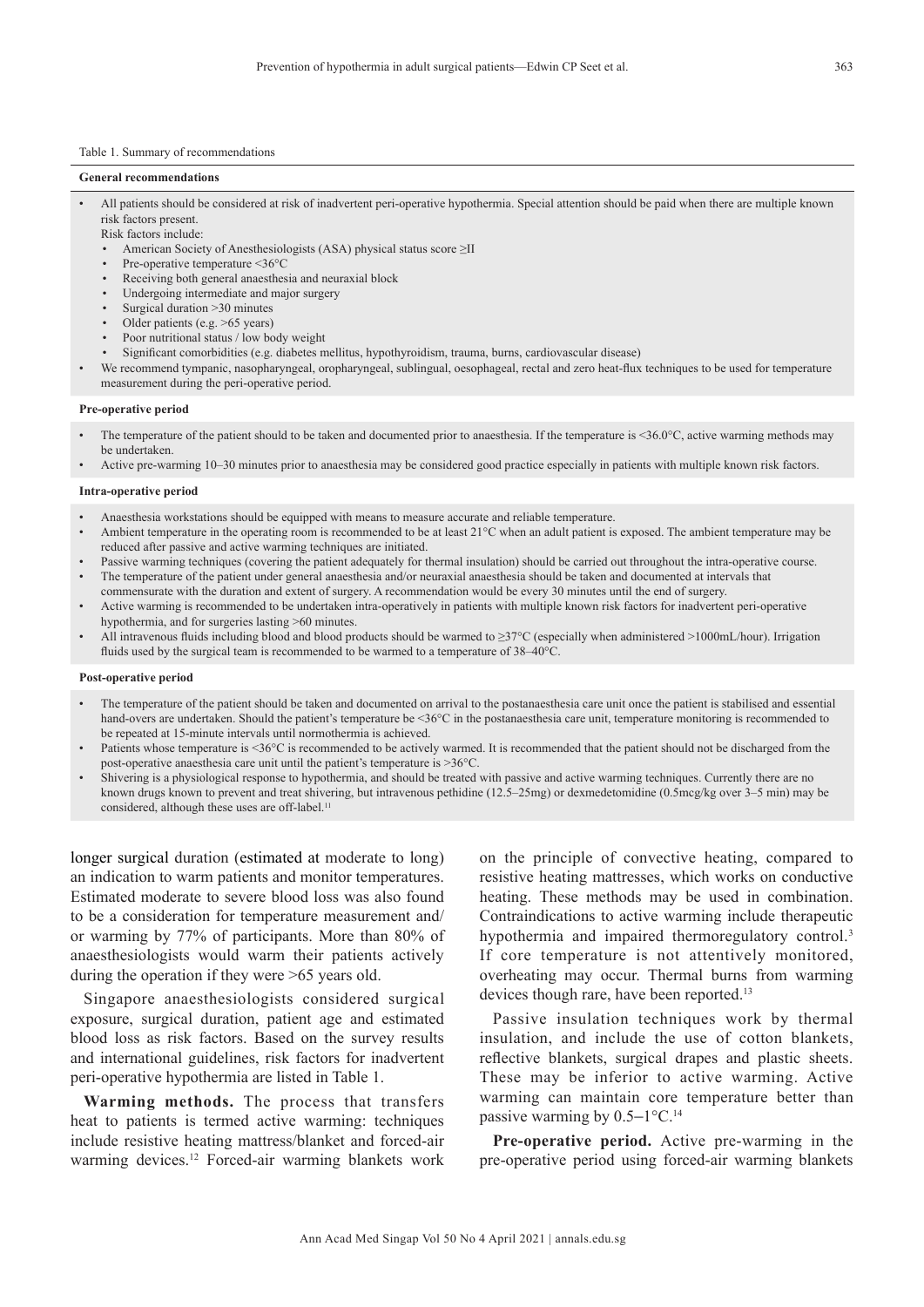Table 1. Summary of recommendations

**General recommendations**

- All patients should be considered at risk of inadvertent peri-operative hypothermia. Special attention should be paid when there are multiple known risk factors present.
  Risk factors include:
  - American Society of Anesthesiologists (ASA) physical status score ≥II
  - Pre-operative temperature <36°C
  - Receiving both general anaesthesia and neuraxial block
  - Undergoing intermediate and major surgery
  - Surgical duration >30 minutes
  - Older patients (e.g. >65 years)
  - Poor nutritional status / low body weight
  - Significant comorbidities (e.g. diabetes mellitus, hypothyroidism, trauma, burns, cardiovascular disease)
- We recommend tympanic, nasopharyngeal, oropharyngeal, sublingual, oesophageal, rectal and zero heat-flux techniques to be used for temperature measurement during the peri-operative period.

**Pre-operative period**

- The temperature of the patient should to be taken and documented prior to anaesthesia. If the temperature is <36.0°C, active warming methods may be undertaken.
- Active pre-warming 10–30 minutes prior to anaesthesia may be considered good practice especially in patients with multiple known risk factors.

**Intra-operative period**

- Anaesthesia workstations should be equipped with means to measure accurate and reliable temperature.
- Ambient temperature in the operating room is recommended to be at least 21°C when an adult patient is exposed. The ambient temperature may be reduced after passive and active warming techniques are initiated.
- Passive warming techniques (covering the patient adequately for thermal insulation) should be carried out throughout the intra-operative course.
- The temperature of the patient under general anaesthesia and/or neuraxial anaesthesia should be taken and documented at intervals that commensurate with the duration and extent of surgery. A recommendation would be every 30 minutes until the end of surgery.
- Active warming is recommended to be undertaken intra-operatively in patients with multiple known risk factors for inadvertent peri-operative hypothermia, and for surgeries lasting >60 minutes.
- All intravenous fluids including blood and blood products should be warmed to ≥37°C (especially when administered >1000mL/hour). Irrigation fluids used by the surgical team is recommended to be warmed to a temperature of 38–40°C.

**Post-operative period**

- The temperature of the patient should be taken and documented on arrival to the postanaesthesia care unit once the patient is stabilised and essential hand-overs are undertaken. Should the patient's temperature be <36°C in the postanaesthesia care unit, temperature monitoring is recommended to be repeated at 15-minute intervals until normothermia is achieved.
- Patients whose temperature is <36°C is recommended to be actively warmed. It is recommended that the patient should not be discharged from the post-operative anaesthesia care unit until the patient's temperature is >36°C.
- Shivering is a physiological response to hypothermia, and should be treated with passive and active warming techniques. Currently there are no known drugs known to prevent and treat shivering, but intravenous pethidine (12.5–25mg) or dexmedetomidine (0.5mcg/kg over 3–5 min) may be considered, although these uses are off-label.[11]

longer surgical duration (estimated at moderate to long) an indication to warm patients and monitor temperatures. Estimated moderate to severe blood loss was also found to be a consideration for temperature measurement and/or warming by 77% of participants. More than 80% of anaesthesiologists would warm their patients actively during the operation if they were >65 years old.

Singapore anaesthesiologists considered surgical exposure, surgical duration, patient age and estimated blood loss as risk factors. Based on the survey results and international guidelines, risk factors for inadvertent peri-operative hypothermia are listed in Table 1.

**Warming methods.** The process that transfers heat to patients is termed active warming: techniques include resistive heating mattress/blanket and forced-air warming devices.[12] Forced-air warming blankets work on the principle of convective heating, compared to resistive heating mattresses, which works on conductive heating. These methods may be used in combination. Contraindications to active warming include therapeutic hypothermia and impaired thermoregulatory control.[3] If core temperature is not attentively monitored, overheating may occur. Thermal burns from warming devices though rare, have been reported.[13]

Passive insulation techniques work by thermal insulation, and include the use of cotton blankets, reflective blankets, surgical drapes and plastic sheets. These may be inferior to active warming. Active warming can maintain core temperature better than passive warming by 0.5–1°C.[14]

**Pre-operative period.** Active pre-warming in the pre-operative period using forced-air warming blankets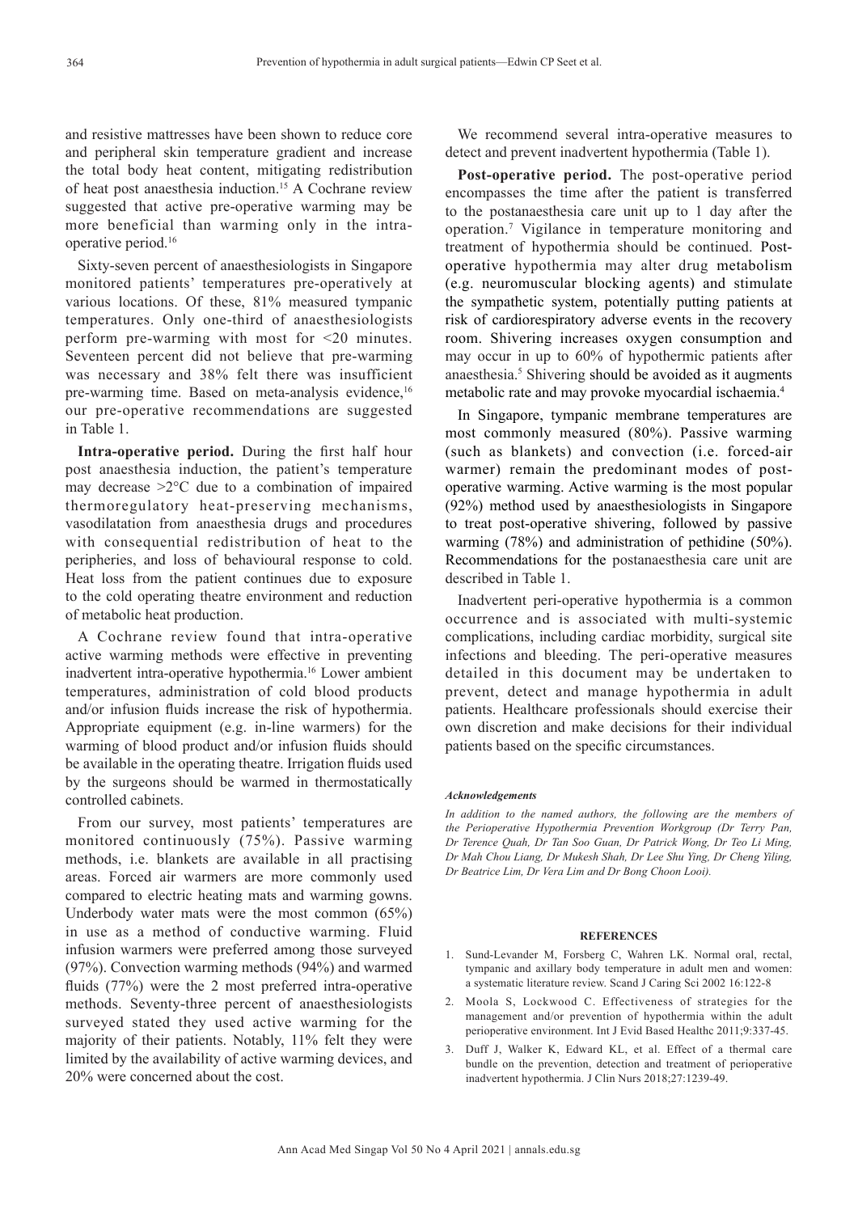and resistive mattresses have been shown to reduce core and peripheral skin temperature gradient and increase the total body heat content, mitigating redistribution of heat post anaesthesia induction.[15] A Cochrane review suggested that active pre-operative warming may be more beneficial than warming only in the intra-operative period.[16]

Sixty-seven percent of anaesthesiologists in Singapore monitored patients' temperatures pre-operatively at various locations. Of these, 81% measured tympanic temperatures. Only one-third of anaesthesiologists perform pre-warming with most for <20 minutes. Seventeen percent did not believe that pre-warming was necessary and 38% felt there was insufficient pre-warming time. Based on meta-analysis evidence,[16] our pre-operative recommendations are suggested in Table 1.

**Intra-operative period.** During the first half hour post anaesthesia induction, the patient's temperature may decrease >2°C due to a combination of impaired thermoregulatory heat-preserving mechanisms, vasodilatation from anaesthesia drugs and procedures with consequential redistribution of heat to the peripheries, and loss of behavioural response to cold. Heat loss from the patient continues due to exposure to the cold operating theatre environment and reduction of metabolic heat production.

A Cochrane review found that intra-operative active warming methods were effective in preventing inadvertent intra-operative hypothermia.[16] Lower ambient temperatures, administration of cold blood products and/or infusion fluids increase the risk of hypothermia. Appropriate equipment (e.g. in-line warmers) for the warming of blood product and/or infusion fluids should be available in the operating theatre. Irrigation fluids used by the surgeons should be warmed in thermostatically controlled cabinets.

From our survey, most patients' temperatures are monitored continuously (75%). Passive warming methods, i.e. blankets are available in all practising areas. Forced air warmers are more commonly used compared to electric heating mats and warming gowns. Underbody water mats were the most common (65%) in use as a method of conductive warming. Fluid infusion warmers were preferred among those surveyed (97%). Convection warming methods (94%) and warmed fluids (77%) were the 2 most preferred intra-operative methods. Seventy-three percent of anaesthesiologists surveyed stated they used active warming for the majority of their patients. Notably, 11% felt they were limited by the availability of active warming devices, and 20% were concerned about the cost.

We recommend several intra-operative measures to detect and prevent inadvertent hypothermia (Table 1).

**Post-operative period.** The post-operative period encompasses the time after the patient is transferred to the postanaesthesia care unit up to 1 day after the operation.[7] Vigilance in temperature monitoring and treatment of hypothermia should be continued. Post-operative hypothermia may alter drug metabolism (e.g. neuromuscular blocking agents) and stimulate the sympathetic system, potentially putting patients at risk of cardiorespiratory adverse events in the recovery room. Shivering increases oxygen consumption and may occur in up to 60% of hypothermic patients after anaesthesia.[5] Shivering should be avoided as it augments metabolic rate and may provoke myocardial ischaemia.[4]

In Singapore, tympanic membrane temperatures are most commonly measured (80%). Passive warming (such as blankets) and convection (i.e. forced-air warmer) remain the predominant modes of post-operative warming. Active warming is the most popular (92%) method used by anaesthesiologists in Singapore to treat post-operative shivering, followed by passive warming (78%) and administration of pethidine (50%). Recommendations for the postanaesthesia care unit are described in Table 1.

Inadvertent peri-operative hypothermia is a common occurrence and is associated with multi-systemic complications, including cardiac morbidity, surgical site infections and bleeding. The peri-operative measures detailed in this document may be undertaken to prevent, detect and manage hypothermia in adult patients. Healthcare professionals should exercise their own discretion and make decisions for their individual patients based on the specific circumstances.

***Acknowledgements***

*In addition to the named authors, the following are the members of the Perioperative Hypothermia Prevention Workgroup (Dr Terry Pan, Dr Terence Quah, Dr Tan Soo Guan, Dr Patrick Wong, Dr Teo Li Ming, Dr Mah Chou Liang, Dr Mukesh Shah, Dr Lee Shu Ying, Dr Cheng Yiling, Dr Beatrice Lim, Dr Vera Lim and Dr Bong Choon Looi).*

## REFERENCES

1. Sund-Levander M, Forsberg C, Wahren LK. Normal oral, rectal, tympanic and axillary body temperature in adult men and women: a systematic literature review. Scand J Caring Sci 2002 16:122-8
2. Moola S, Lockwood C. Effectiveness of strategies for the management and/or prevention of hypothermia within the adult perioperative environment. Int J Evid Based Healthc 2011;9:337-45.
3. Duff J, Walker K, Edward KL, et al. Effect of a thermal care bundle on the prevention, detection and treatment of perioperative inadvertent hypothermia. J Clin Nurs 2018;27:1239-49.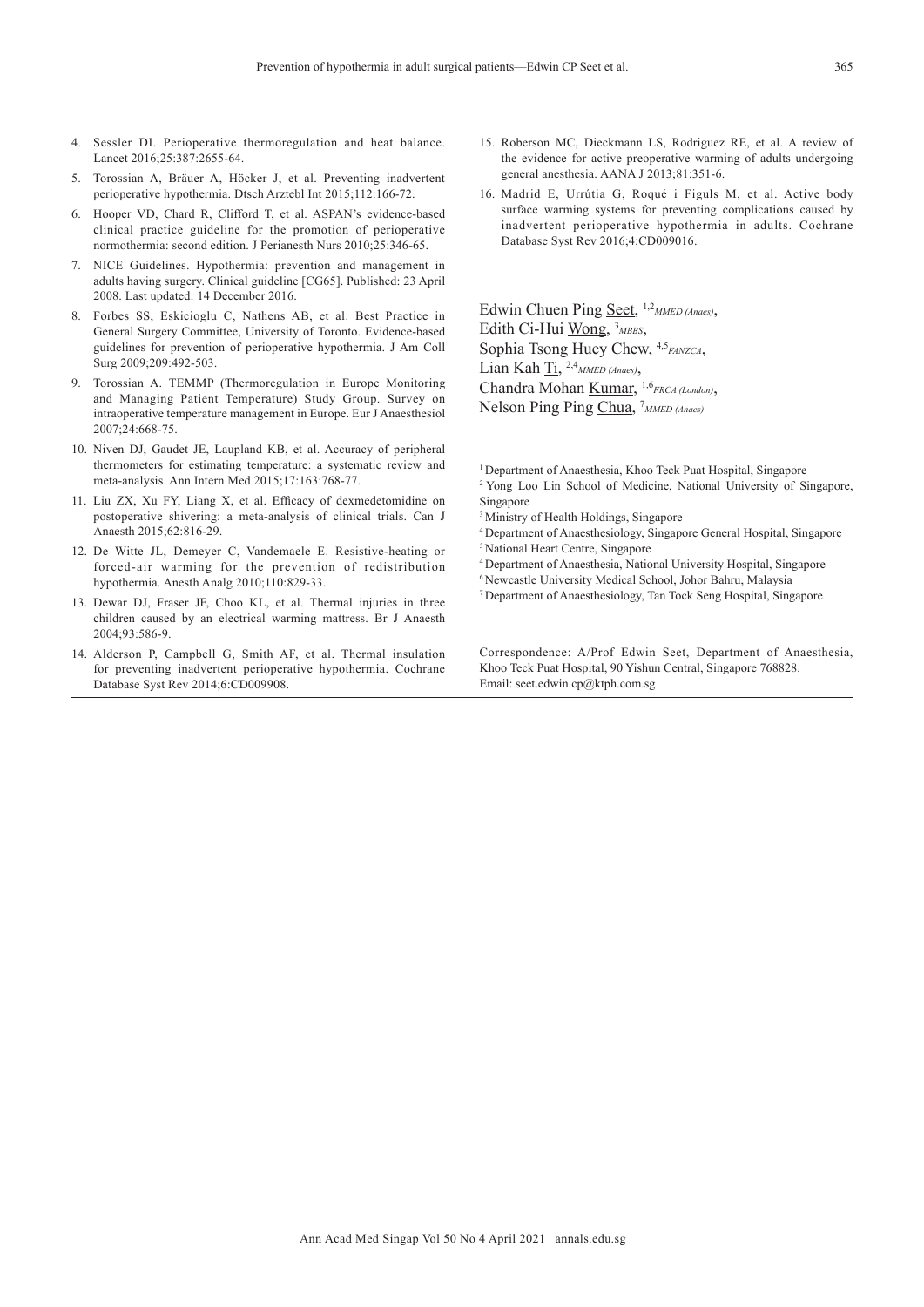4. Sessler DI. Perioperative thermoregulation and heat balance. Lancet 2016;25:387:2655-64.
5. Torossian A, Bräuer A, Höcker J, et al. Preventing inadvertent perioperative hypothermia. Dtsch Arztebl Int 2015;112:166-72.
6. Hooper VD, Chard R, Clifford T, et al. ASPAN's evidence-based clinical practice guideline for the promotion of perioperative normothermia: second edition. J Perianesth Nurs 2010;25:346-65.
7. NICE Guidelines. Hypothermia: prevention and management in adults having surgery. Clinical guideline [CG65]. Published: 23 April 2008. Last updated: 14 December 2016.
8. Forbes SS, Eskicioglu C, Nathens AB, et al. Best Practice in General Surgery Committee, University of Toronto. Evidence-based guidelines for prevention of perioperative hypothermia. J Am Coll Surg 2009;209:492-503.
9. Torossian A. TEMMP (Thermoregulation in Europe Monitoring and Managing Patient Temperature) Study Group. Survey on intraoperative temperature management in Europe. Eur J Anaesthesiol 2007;24:668-75.
10. Niven DJ, Gaudet JE, Laupland KB, et al. Accuracy of peripheral thermometers for estimating temperature: a systematic review and meta-analysis. Ann Intern Med 2015;17:163:768-77.
11. Liu ZX, Xu FY, Liang X, et al. Efficacy of dexmedetomidine on postoperative shivering: a meta-analysis of clinical trials. Can J Anaesth 2015;62:816-29.
12. De Witte JL, Demeyer C, Vandemaele E. Resistive-heating or forced-air warming for the prevention of redistribution hypothermia. Anesth Analg 2010;110:829-33.
13. Dewar DJ, Fraser JF, Choo KL, et al. Thermal injuries in three children caused by an electrical warming mattress. Br J Anaesth 2004;93:586-9.
14. Alderson P, Campbell G, Smith AF, et al. Thermal insulation for preventing inadvertent perioperative hypothermia. Cochrane Database Syst Rev 2014;6:CD009908.
15. Roberson MC, Dieckmann LS, Rodriguez RE, et al. A review of the evidence for active preoperative warming of adults undergoing general anesthesia. AANA J 2013;81:351-6.
16. Madrid E, Urrútia G, Roqué i Figuls M, et al. Active body surface warming systems for preventing complications caused by inadvertent perioperative hypothermia in adults. Cochrane Database Syst Rev 2016;4:CD009016.

Edwin Chuen Ping Seet, [1,2] *MMED (Anaes)*,
Edith Ci-Hui Wong, [3] *MBBS*,
Sophia Tsong Huey Chew, [4,5] *FANZCA*,
Lian Kah Ti, [2,4] *MMED (Anaes)*,
Chandra Mohan Kumar, [1,6] *FRCA (London)*,
Nelson Ping Ping Chua, [7] *MMED (Anaes)*

[1] Department of Anaesthesia, Khoo Teck Puat Hospital, Singapore
[2] Yong Loo Lin School of Medicine, National University of Singapore, Singapore
[3] Ministry of Health Holdings, Singapore
[4] Department of Anaesthesiology, Singapore General Hospital, Singapore
[5] National Heart Centre, Singapore
[4] Department of Anaesthesia, National University Hospital, Singapore
[6] Newcastle University Medical School, Johor Bahru, Malaysia
[7] Department of Anaesthesiology, Tan Tock Seng Hospital, Singapore

Correspondence: A/Prof Edwin Seet, Department of Anaesthesia, Khoo Teck Puat Hospital, 90 Yishun Central, Singapore 768828.
Email: seet.edwin.cp@ktph.com.sg